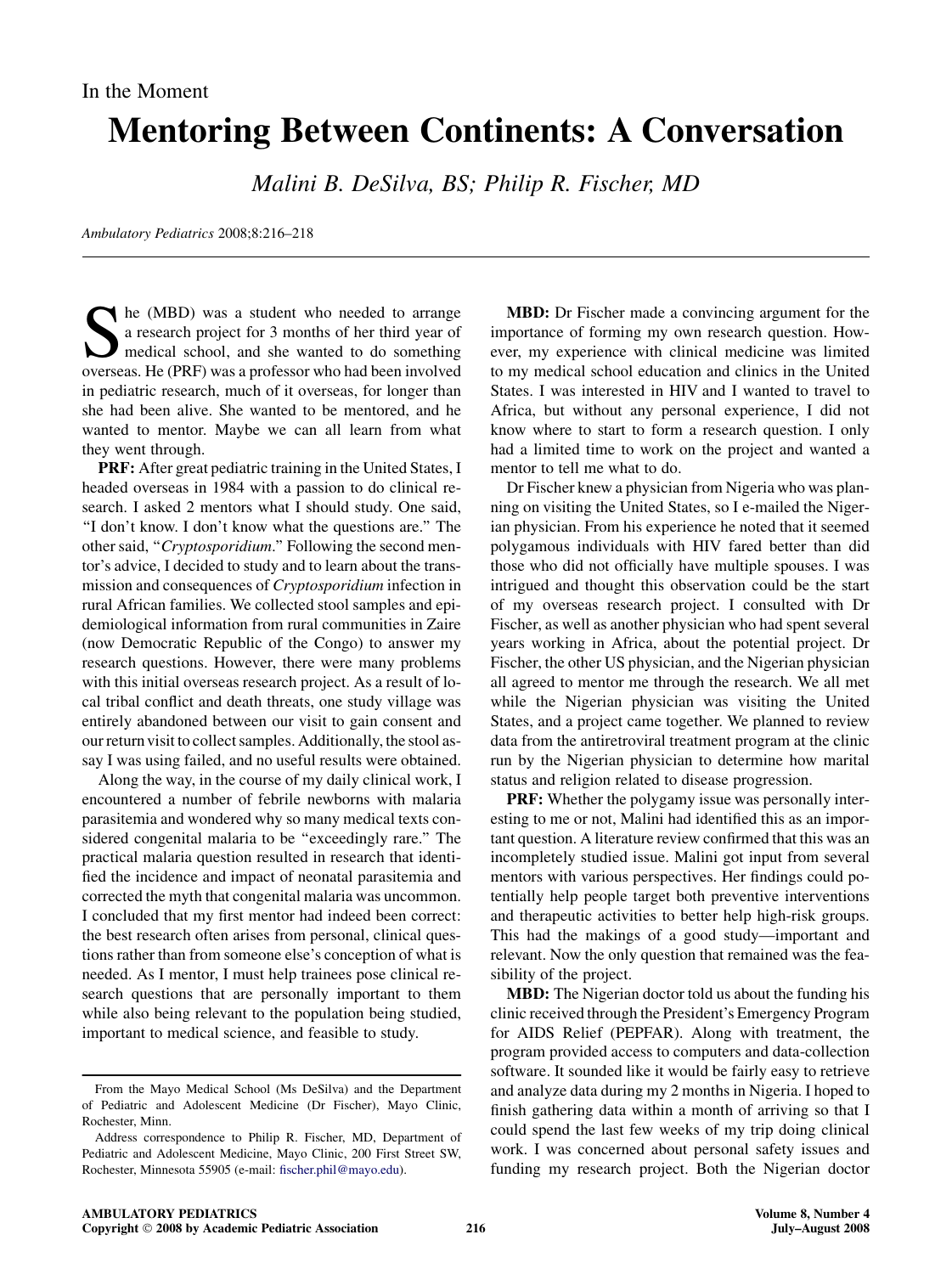In the Moment

# Mentoring Between Continents: A Conversation

*Malini B. DeSilva, BS; Philip R. Fischer, MD*

*Ambulatory Pediatrics* 2008;8:216–218

She (MBD) was a student who needed to arrange a research project for 3 months of her third year of medical school, and she wanted to do something overseas. He (PRF) was a professor who had been involved in pediatric research, much of it overseas, for longer than she had been alive. She wanted to be mentored, and he wanted to mentor. Maybe we can all learn from what they went through.

**PRF:** After great pediatric training in the United States, I headed overseas in 1984 with a passion to do clinical research. I asked 2 mentors what I should study. One said, "I don't know. I don't know what the questions are." The other said, "*Cryptosporidium*." Following the second mentor's advice, I decided to study and to learn about the transmission and consequences of *Cryptosporidium* infection in rural African families. We collected stool samples and epidemiological information from rural communities in Zaire (now Democratic Republic of the Congo) to answer my research questions. However, there were many problems with this initial overseas research project. As a result of local tribal conflict and death threats, one study village was entirely abandoned between our visit to gain consent and our return visit to collect samples. Additionally, the stool assay I was using failed, and no useful results were obtained.

Along the way, in the course of my daily clinical work, I encountered a number of febrile newborns with malaria parasitemia and wondered why so many medical texts considered congenital malaria to be "exceedingly rare." The practical malaria question resulted in research that identified the incidence and impact of neonatal parasitemia and corrected the myth that congenital malaria was uncommon. I concluded that my first mentor had indeed been correct: the best research often arises from personal, clinical questions rather than from someone else's conception of what is needed. As I mentor, I must help trainees pose clinical research questions that are personally important to them while also being relevant to the population being studied, important to medical science, and feasible to study.

**MBD:** Dr Fischer made a convincing argument for the importance of forming my own research question. However, my experience with clinical medicine was limited to my medical school education and clinics in the United States. I was interested in HIV and I wanted to travel to Africa, but without any personal experience, I did not know where to start to form a research question. I only had a limited time to work on the project and wanted a mentor to tell me what to do.

Dr Fischer knew a physician from Nigeria who was planning on visiting the United States, so I e-mailed the Nigerian physician. From his experience he noted that it seemed polygamous individuals with HIV fared better than did those who did not officially have multiple spouses. I was intrigued and thought this observation could be the start of my overseas research project. I consulted with Dr Fischer, as well as another physician who had spent several years working in Africa, about the potential project. Dr Fischer, the other US physician, and the Nigerian physician all agreed to mentor me through the research. We all met while the Nigerian physician was visiting the United States, and a project came together. We planned to review data from the antiretroviral treatment program at the clinic run by the Nigerian physician to determine how marital status and religion related to disease progression.

**PRF:** Whether the polygamy issue was personally interesting to me or not, Malini had identified this as an important question. A literature review confirmed that this was an incompletely studied issue. Malini got input from several mentors with various perspectives. Her findings could potentially help people target both preventive interventions and therapeutic activities to better help high-risk groups. This had the makings of a good study—important and relevant. Now the only question that remained was the feasibility of the project.

**MBD:** The Nigerian doctor told us about the funding his clinic received through the President's Emergency Program for AIDS Relief (PEPFAR). Along with treatment, the program provided access to computers and data-collection software. It sounded like it would be fairly easy to retrieve and analyze data during my 2 months in Nigeria. I hoped to finish gathering data within a month of arriving so that I could spend the last few weeks of my trip doing clinical work. I was concerned about personal safety issues and funding my research project. Both the Nigerian doctor

From the Mayo Medical School (Ms DeSilva) and the Department of Pediatric and Adolescent Medicine (Dr Fischer), Mayo Clinic, Rochester, Minn.

Address correspondence to Philip R. Fischer, MD, Department of Pediatric and Adolescent Medicine, Mayo Clinic, 200 First Street SW, Rochester, Minnesota 55905 (e-mail: fischer.phil@mayo.edu).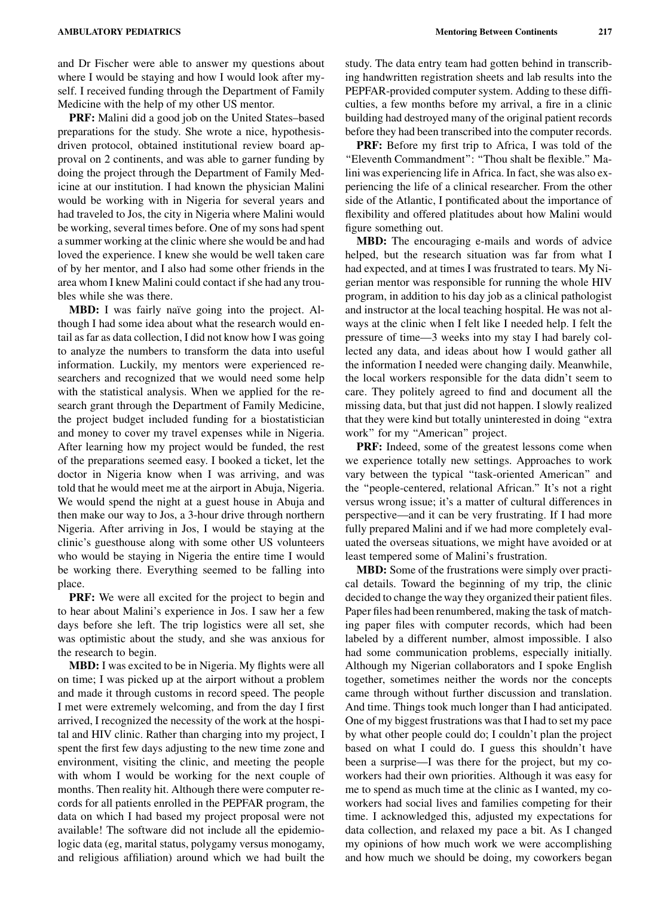and Dr Fischer were able to answer my questions about where I would be staying and how I would look after myself. I received funding through the Department of Family Medicine with the help of my other US mentor.

**PRF:** Malini did a good job on the United States–based preparations for the study. She wrote a nice, hypothesis-driven protocol, obtained institutional review board approval on 2 continents, and was able to garner funding by doing the project through the Department of Family Medicine at our institution. I had known the physician Malini would be working with in Nigeria for several years and had traveled to Jos, the city in Nigeria where Malini would be working, several times before. One of my sons had spent a summer working at the clinic where she would be and had loved the experience. I knew she would be well taken care of by her mentor, and I also had some other friends in the area whom I knew Malini could contact if she had any troubles while she was there.

**MBD:** I was fairly naïve going into the project. Although I had some idea about what the research would entail as far as data collection, I did not know how I was going to analyze the numbers to transform the data into useful information. Luckily, my mentors were experienced researchers and recognized that we would need some help with the statistical analysis. When we applied for the research grant through the Department of Family Medicine, the project budget included funding for a biostatistician and money to cover my travel expenses while in Nigeria. After learning how my project would be funded, the rest of the preparations seemed easy. I booked a ticket, let the doctor in Nigeria know when I was arriving, and was told that he would meet me at the airport in Abuja, Nigeria. We would spend the night at a guest house in Abuja and then make our way to Jos, a 3-hour drive through northern Nigeria. After arriving in Jos, I would be staying at the clinic's guesthouse along with some other US volunteers who would be staying in Nigeria the entire time I would be working there. Everything seemed to be falling into place.

**PRF:** We were all excited for the project to begin and to hear about Malini's experience in Jos. I saw her a few days before she left. The trip logistics were all set, she was optimistic about the study, and she was anxious for the research to begin.

**MBD:** I was excited to be in Nigeria. My flights were all on time; I was picked up at the airport without a problem and made it through customs in record speed. The people I met were extremely welcoming, and from the day I first arrived, I recognized the necessity of the work at the hospital and HIV clinic. Rather than charging into my project, I spent the first few days adjusting to the new time zone and environment, visiting the clinic, and meeting the people with whom I would be working for the next couple of months. Then reality hit. Although there were computer records for all patients enrolled in the PEPFAR program, the data on which I had based my project proposal were not available! The software did not include all the epidemiologic data (eg, marital status, polygamy versus monogamy, and religious affiliation) around which we had built the study. The data entry team had gotten behind in transcribing handwritten registration sheets and lab results into the PEPFAR-provided computer system. Adding to these difficulties, a few months before my arrival, a fire in a clinic building had destroyed many of the original patient records before they had been transcribed into the computer records.

**PRF:** Before my first trip to Africa, I was told of the "Eleventh Commandment": "Thou shalt be flexible." Malini was experiencing life in Africa. In fact, she was also experiencing the life of a clinical researcher. From the other side of the Atlantic, I pontificated about the importance of flexibility and offered platitudes about how Malini would figure something out.

**MBD:** The encouraging e-mails and words of advice helped, but the research situation was far from what I had expected, and at times I was frustrated to tears. My Nigerian mentor was responsible for running the whole HIV program, in addition to his day job as a clinical pathologist and instructor at the local teaching hospital. He was not always at the clinic when I felt like I needed help. I felt the pressure of time—3 weeks into my stay I had barely collected any data, and ideas about how I would gather all the information I needed were changing daily. Meanwhile, the local workers responsible for the data didn't seem to care. They politely agreed to find and document all the missing data, but that just did not happen. I slowly realized that they were kind but totally uninterested in doing "extra work" for my "American" project.

**PRF:** Indeed, some of the greatest lessons come when we experience totally new settings. Approaches to work vary between the typical "task-oriented American" and the "people-centered, relational African." It's not a right versus wrong issue; it's a matter of cultural differences in perspective—and it can be very frustrating. If I had more fully prepared Malini and if we had more completely evaluated the overseas situations, we might have avoided or at least tempered some of Malini's frustration.

**MBD:** Some of the frustrations were simply over practical details. Toward the beginning of my trip, the clinic decided to change the way they organized their patient files. Paper files had been renumbered, making the task of matching paper files with computer records, which had been labeled by a different number, almost impossible. I also had some communication problems, especially initially. Although my Nigerian collaborators and I spoke English together, sometimes neither the words nor the concepts came through without further discussion and translation. And time. Things took much longer than I had anticipated. One of my biggest frustrations was that I had to set my pace by what other people could do; I couldn't plan the project based on what I could do. I guess this shouldn't have been a surprise—I was there for the project, but my coworkers had their own priorities. Although it was easy for me to spend as much time at the clinic as I wanted, my coworkers had social lives and families competing for their time. I acknowledged this, adjusted my expectations for data collection, and relaxed my pace a bit. As I changed my opinions of how much work we were accomplishing and how much we should be doing, my coworkers began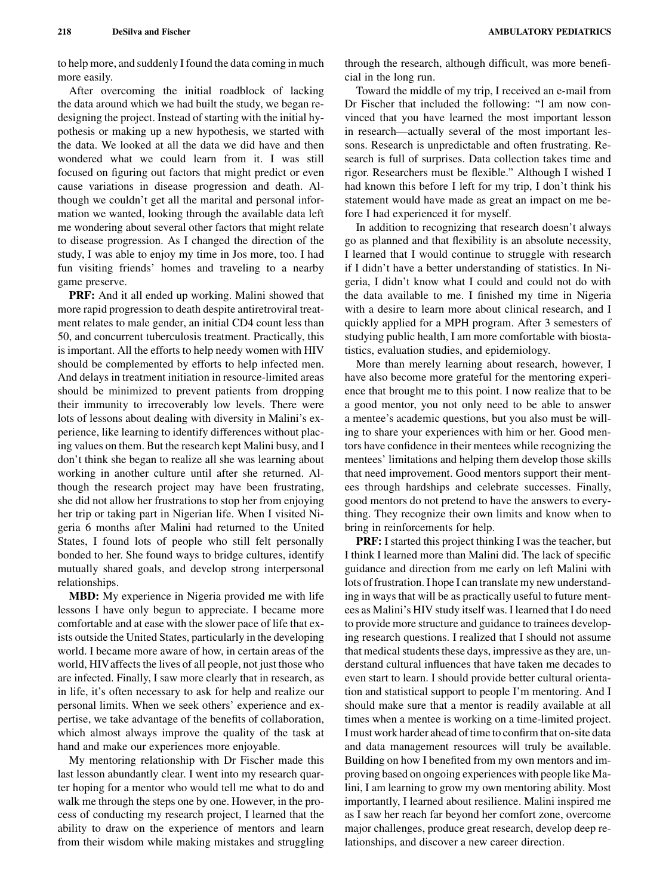to help more, and suddenly I found the data coming in much more easily.

After overcoming the initial roadblock of lacking the data around which we had built the study, we began redesigning the project. Instead of starting with the initial hypothesis or making up a new hypothesis, we started with the data. We looked at all the data we did have and then wondered what we could learn from it. I was still focused on figuring out factors that might predict or even cause variations in disease progression and death. Although we couldn't get all the marital and personal information we wanted, looking through the available data left me wondering about several other factors that might relate to disease progression. As I changed the direction of the study, I was able to enjoy my time in Jos more, too. I had fun visiting friends' homes and traveling to a nearby game preserve.

**PRF:** And it all ended up working. Malini showed that more rapid progression to death despite antiretroviral treatment relates to male gender, an initial CD4 count less than 50, and concurrent tuberculosis treatment. Practically, this is important. All the efforts to help needy women with HIV should be complemented by efforts to help infected men. And delays in treatment initiation in resource-limited areas should be minimized to prevent patients from dropping their immunity to irrecoverably low levels. There were lots of lessons about dealing with diversity in Malini's experience, like learning to identify differences without placing values on them. But the research kept Malini busy, and I don't think she began to realize all she was learning about working in another culture until after she returned. Although the research project may have been frustrating, she did not allow her frustrations to stop her from enjoying her trip or taking part in Nigerian life. When I visited Nigeria 6 months after Malini had returned to the United States, I found lots of people who still felt personally bonded to her. She found ways to bridge cultures, identify mutually shared goals, and develop strong interpersonal relationships.

**MBD:** My experience in Nigeria provided me with life lessons I have only begun to appreciate. I became more comfortable and at ease with the slower pace of life that exists outside the United States, particularly in the developing world. I became more aware of how, in certain areas of the world, HIV affects the lives of all people, not just those who are infected. Finally, I saw more clearly that in research, as in life, it's often necessary to ask for help and realize our personal limits. When we seek others' experience and expertise, we take advantage of the benefits of collaboration, which almost always improve the quality of the task at hand and make our experiences more enjoyable.

My mentoring relationship with Dr Fischer made this last lesson abundantly clear. I went into my research quarter hoping for a mentor who would tell me what to do and walk me through the steps one by one. However, in the process of conducting my research project, I learned that the ability to draw on the experience of mentors and learn from their wisdom while making mistakes and struggling through the research, although difficult, was more beneficial in the long run.

Toward the middle of my trip, I received an e-mail from Dr Fischer that included the following: "I am now convinced that you have learned the most important lesson in research—actually several of the most important lessons. Research is unpredictable and often frustrating. Research is full of surprises. Data collection takes time and rigor. Researchers must be flexible." Although I wished I had known this before I left for my trip, I don't think his statement would have made as great an impact on me before I had experienced it for myself.

In addition to recognizing that research doesn't always go as planned and that flexibility is an absolute necessity, I learned that I would continue to struggle with research if I didn't have a better understanding of statistics. In Nigeria, I didn't know what I could and could not do with the data available to me. I finished my time in Nigeria with a desire to learn more about clinical research, and I quickly applied for a MPH program. After 3 semesters of studying public health, I am more comfortable with biostatistics, evaluation studies, and epidemiology.

More than merely learning about research, however, I have also become more grateful for the mentoring experience that brought me to this point. I now realize that to be a good mentor, you not only need to be able to answer a mentee's academic questions, but you also must be willing to share your experiences with him or her. Good mentors have confidence in their mentees while recognizing the mentees' limitations and helping them develop those skills that need improvement. Good mentors support their mentees through hardships and celebrate successes. Finally, good mentors do not pretend to have the answers to everything. They recognize their own limits and know when to bring in reinforcements for help.

**PRF:** I started this project thinking I was the teacher, but I think I learned more than Malini did. The lack of specific guidance and direction from me early on left Malini with lots of frustration. I hope I can translate my new understanding in ways that will be as practically useful to future mentees as Malini's HIV study itself was. I learned that I do need to provide more structure and guidance to trainees developing research questions. I realized that I should not assume that medical students these days, impressive as they are, understand cultural influences that have taken me decades to even start to learn. I should provide better cultural orientation and statistical support to people I'm mentoring. And I should make sure that a mentor is readily available at all times when a mentee is working on a time-limited project. I must work harder ahead of time to confirm that on-site data and data management resources will truly be available. Building on how I benefited from my own mentors and improving based on ongoing experiences with people like Malini, I am learning to grow my own mentoring ability. Most importantly, I learned about resilience. Malini inspired me as I saw her reach far beyond her comfort zone, overcome major challenges, produce great research, develop deep relationships, and discover a new career direction.